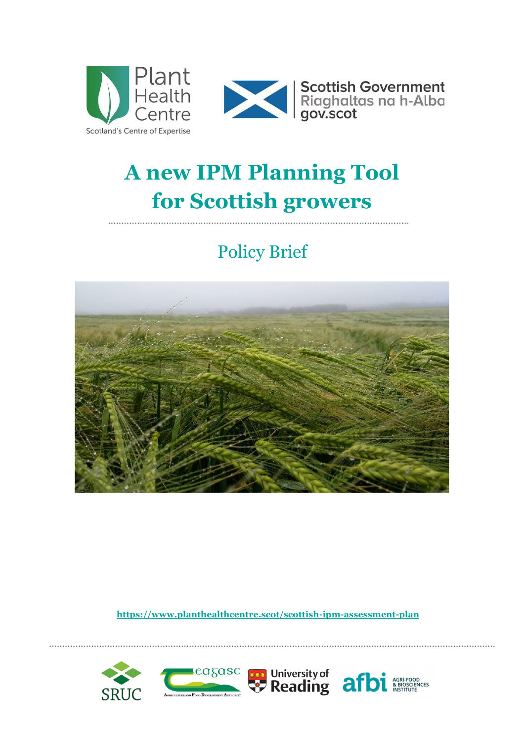# A new IPM Planning Tool for Scottish growers

## Policy Brief

https://www.planthealthcentre.scot/scottish-ipm-assessment-plan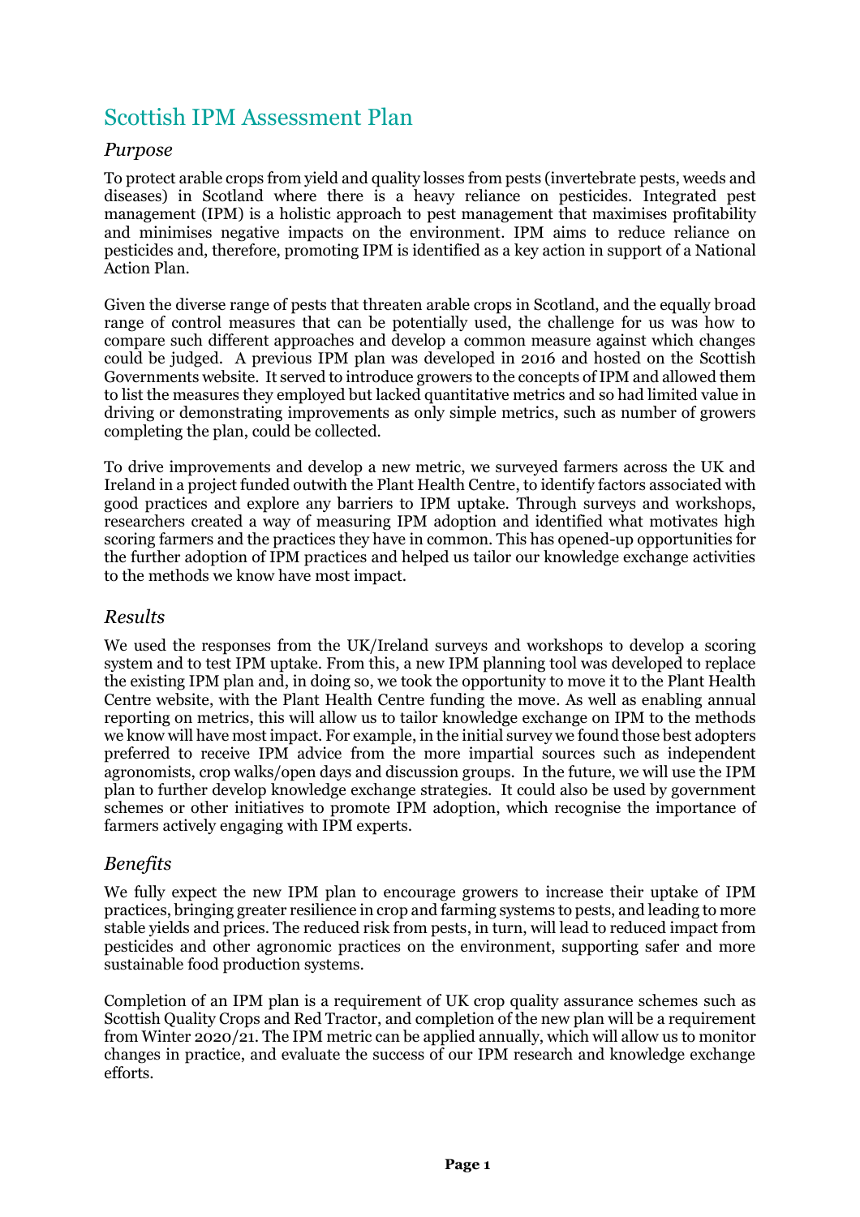# Scottish IPM Assessment Plan

## *Purpose*

To protect arable crops from yield and quality losses from pests (invertebrate pests, weeds and diseases) in Scotland where there is a heavy reliance on pesticides. Integrated pest management (IPM) is a holistic approach to pest management that maximises profitability and minimises negative impacts on the environment. IPM aims to reduce reliance on pesticides and, therefore, promoting IPM is identified as a key action in support of a National Action Plan.

Given the diverse range of pests that threaten arable crops in Scotland, and the equally broad range of control measures that can be potentially used, the challenge for us was how to compare such different approaches and develop a common measure against which changes could be judged. A previous IPM plan was developed in 2016 and hosted on the Scottish Governments website. It served to introduce growers to the concepts of IPM and allowed them to list the measures they employed but lacked quantitative metrics and so had limited value in driving or demonstrating improvements as only simple metrics, such as number of growers completing the plan, could be collected.

To drive improvements and develop a new metric, we surveyed farmers across the UK and Ireland in a project funded outwith the Plant Health Centre, to identify factors associated with good practices and explore any barriers to IPM uptake. Through surveys and workshops, researchers created a way of measuring IPM adoption and identified what motivates high scoring farmers and the practices they have in common. This has opened-up opportunities for the further adoption of IPM practices and helped us tailor our knowledge exchange activities to the methods we know have most impact.

## *Results*

We used the responses from the UK/Ireland surveys and workshops to develop a scoring system and to test IPM uptake. From this, a new IPM planning tool was developed to replace the existing IPM plan and, in doing so, we took the opportunity to move it to the Plant Health Centre website, with the Plant Health Centre funding the move. As well as enabling annual reporting on metrics, this will allow us to tailor knowledge exchange on IPM to the methods we know will have most impact. For example, in the initial survey we found those best adopters preferred to receive IPM advice from the more impartial sources such as independent agronomists, crop walks/open days and discussion groups. In the future, we will use the IPM plan to further develop knowledge exchange strategies. It could also be used by government schemes or other initiatives to promote IPM adoption, which recognise the importance of farmers actively engaging with IPM experts.

## *Benefits*

We fully expect the new IPM plan to encourage growers to increase their uptake of IPM practices, bringing greater resilience in crop and farming systems to pests, and leading to more stable yields and prices. The reduced risk from pests, in turn, will lead to reduced impact from pesticides and other agronomic practices on the environment, supporting safer and more sustainable food production systems.

Completion of an IPM plan is a requirement of UK crop quality assurance schemes such as Scottish Quality Crops and Red Tractor, and completion of the new plan will be a requirement from Winter 2020/21. The IPM metric can be applied annually, which will allow us to monitor changes in practice, and evaluate the success of our IPM research and knowledge exchange efforts.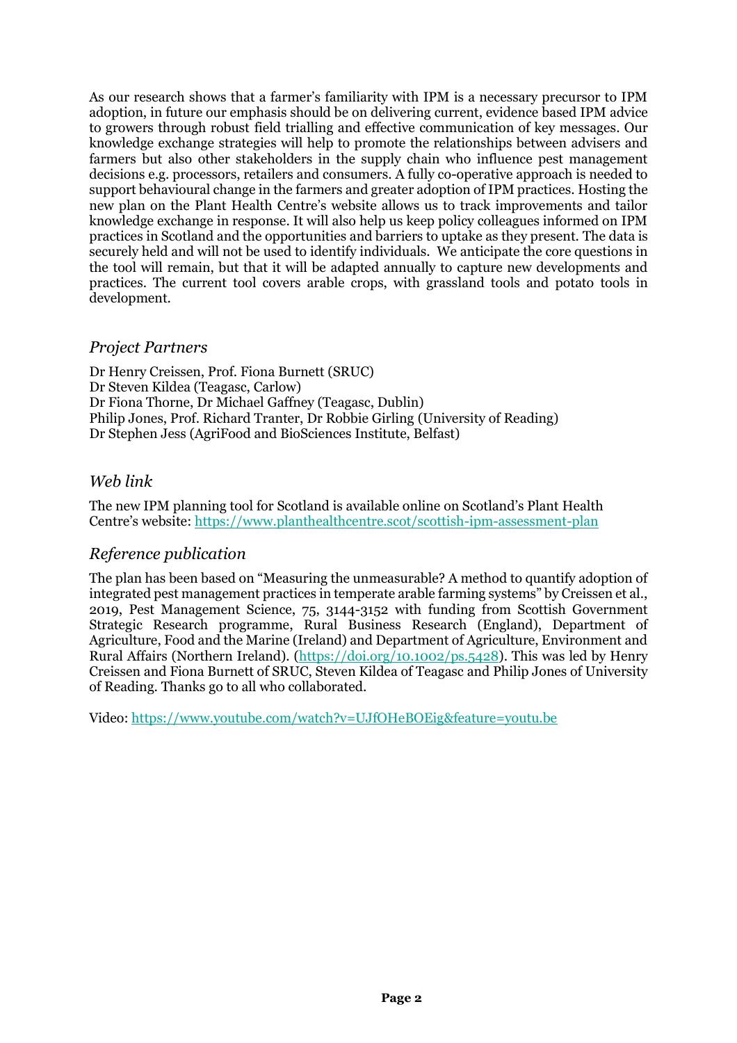As our research shows that a farmer's familiarity with IPM is a necessary precursor to IPM adoption, in future our emphasis should be on delivering current, evidence based IPM advice to growers through robust field trialling and effective communication of key messages. Our knowledge exchange strategies will help to promote the relationships between advisers and farmers but also other stakeholders in the supply chain who influence pest management decisions e.g. processors, retailers and consumers. A fully co-operative approach is needed to support behavioural change in the farmers and greater adoption of IPM practices. Hosting the new plan on the Plant Health Centre's website allows us to track improvements and tailor knowledge exchange in response. It will also help us keep policy colleagues informed on IPM practices in Scotland and the opportunities and barriers to uptake as they present. The data is securely held and will not be used to identify individuals. We anticipate the core questions in the tool will remain, but that it will be adapted annually to capture new developments and practices. The current tool covers arable crops, with grassland tools and potato tools in development.

## *Project Partners*

Dr Henry Creissen, Prof. Fiona Burnett (SRUC)
Dr Steven Kildea (Teagasc, Carlow)
Dr Fiona Thorne, Dr Michael Gaffney (Teagasc, Dublin)
Philip Jones, Prof. Richard Tranter, Dr Robbie Girling (University of Reading)
Dr Stephen Jess (AgriFood and BioSciences Institute, Belfast)

## *Web link*

The new IPM planning tool for Scotland is available online on Scotland's Plant Health Centre's website: https://www.planthealthcentre.scot/scottish-ipm-assessment-plan

## *Reference publication*

The plan has been based on "Measuring the unmeasurable? A method to quantify adoption of integrated pest management practices in temperate arable farming systems" by Creissen et al., 2019, Pest Management Science, 75, 3144-3152 with funding from Scottish Government Strategic Research programme, Rural Business Research (England), Department of Agriculture, Food and the Marine (Ireland) and Department of Agriculture, Environment and Rural Affairs (Northern Ireland). (https://doi.org/10.1002/ps.5428). This was led by Henry Creissen and Fiona Burnett of SRUC, Steven Kildea of Teagasc and Philip Jones of University of Reading. Thanks go to all who collaborated.

Video: https://www.youtube.com/watch?v=UJfOHeBOEig&feature=youtu.be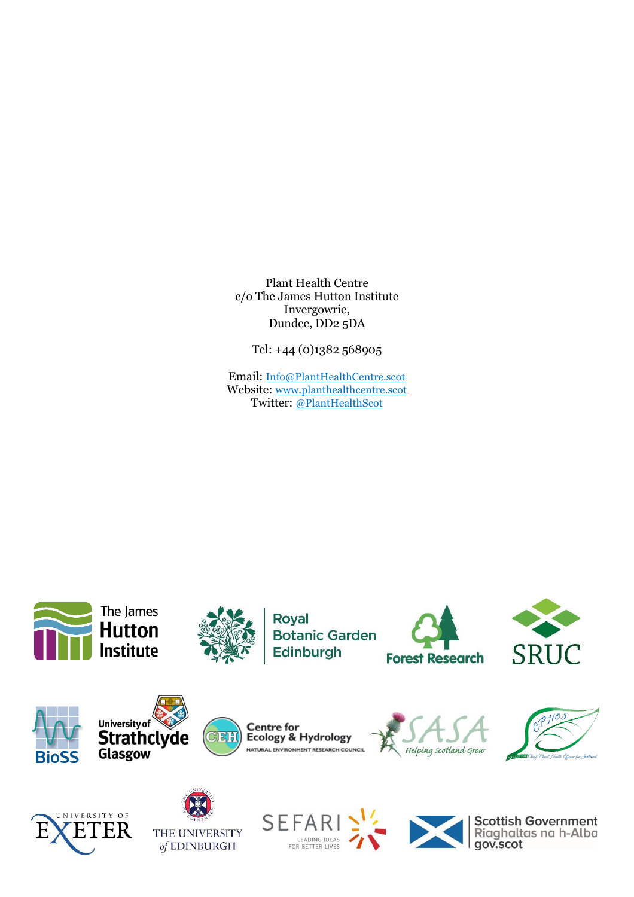Plant Health Centre
c/o The James Hutton Institute
Invergowrie,
Dundee, DD2 5DA

Tel: +44 (0)1382 568905

Email: Info@PlantHealthCentre.scot
Website: www.planthealthcentre.scot
Twitter: @PlantHealthScot